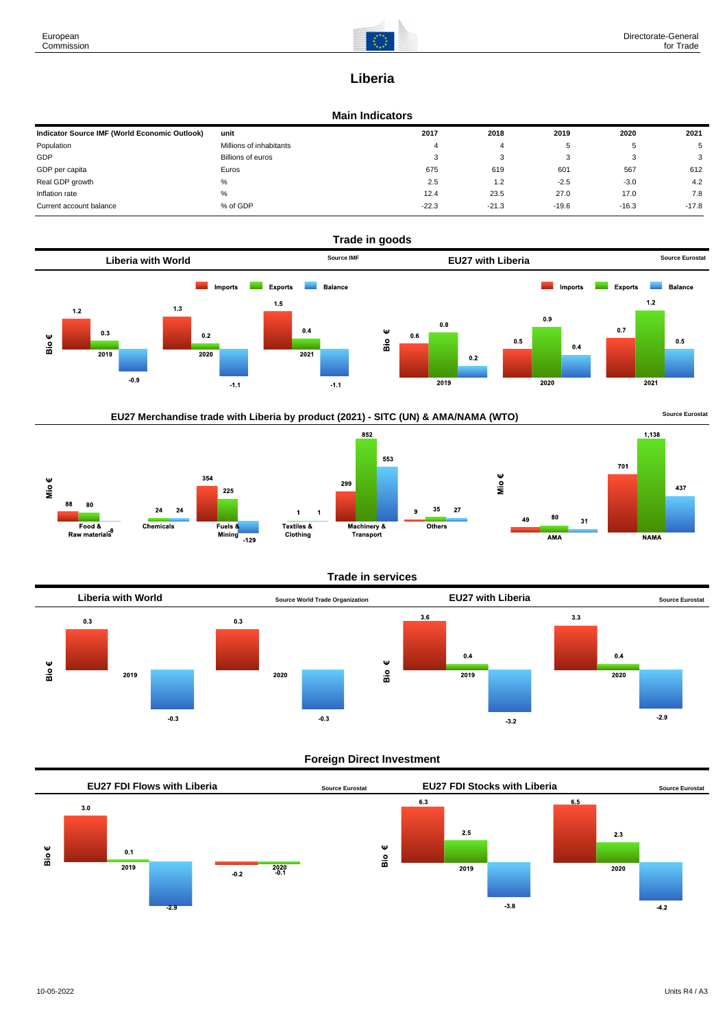# Liberia

## Main Indicators

| Indicator Source IMF (World Economic Outlook) | unit | 2017 | 2018 | 2019 | 2020 | 2021 |
|---|---|---|---|---|---|---|
| Population | Millions of inhabitants | 4 | 4 | 5 | 5 | 5 |
| GDP | Billions of euros | 3 | 3 | 3 | 3 | 3 |
| GDP per capita | Euros | 675 | 619 | 601 | 567 | 612 |
| Real GDP growth | % | 2.5 | 1.2 | -2.5 | -3.0 | 4.2 |
| Inflation rate | % | 12.4 | 23.5 | 27.0 | 17.0 | 7.8 |
| Current account balance | % of GDP | -22.3 | -21.3 | -19.6 | -16.3 | -17.8 |

## Trade in goods

### Liberia with World

Source IMF

Bio €

| | Imports | Exports | Balance |
|---|---|---|---|
| 2019 | 1.2 | 0.3 | -0.9 |
| 2020 | 1.3 | 0.2 | -1.1 |
| 2021 | 1.5 | 0.4 | -1.1 |

### EU27 with Liberia

Source Eurostat

Bio €

| | Imports | Exports | Balance |
|---|---|---|---|
| 2019 | 0.6 | 0.8 | 0.2 |
| 2020 | 0.5 | 0.9 | 0.4 |
| 2021 | 0.7 | 1.2 | 0.5 |

### EU27 Merchandise trade with Liberia by product (2021) - SITC (UN) & AMA/NAMA (WTO)

Source Eurostat

Mio €

| | Imports | Exports | Balance |
|---|---|---|---|
| Food & Raw materials | 88 | 80 | -8 |
| Chemicals | | 24 | 24 |
| Fuels & Mining | 354 | 225 | -129 |
| Textiles & Clothing | | 1 | 1 |
| Machinery & Transport | 299 | 852 | 553 |
| Others | 9 | 35 | 27 |

Mio €

| | Imports | Exports | Balance |
|---|---|---|---|
| AMA | 49 | 80 | 31 |
| NAMA | 701 | 1,138 | 437 |

## Trade in services

### Liberia with World

Source World Trade Organization

Bio €

| | Imports | Exports | Balance |
|---|---|---|---|
| 2019 | 0.3 | | -0.3 |
| 2020 | 0.3 | | -0.3 |

### EU27 with Liberia

Source Eurostat

Bio €

| | Imports | Exports | Balance |
|---|---|---|---|
| 2019 | 3.6 | 0.4 | -3.2 |
| 2020 | 3.3 | 0.4 | -2.9 |

## Foreign Direct Investment

### EU27 FDI Flows with Liberia

Source Eurostat

Bio €

| | | | |
|---|---|---|---|
| 2019 | 3.0 | 0.1 | -2.9 |
| 2020 | -0.2 | -0.1 | |

### EU27 FDI Stocks with Liberia

Source Eurostat

Bio €

| | | | |
|---|---|---|---|
| 2019 | 6.3 | 2.5 | -3.8 |
| 2020 | 6.5 | 2.3 | -4.2 |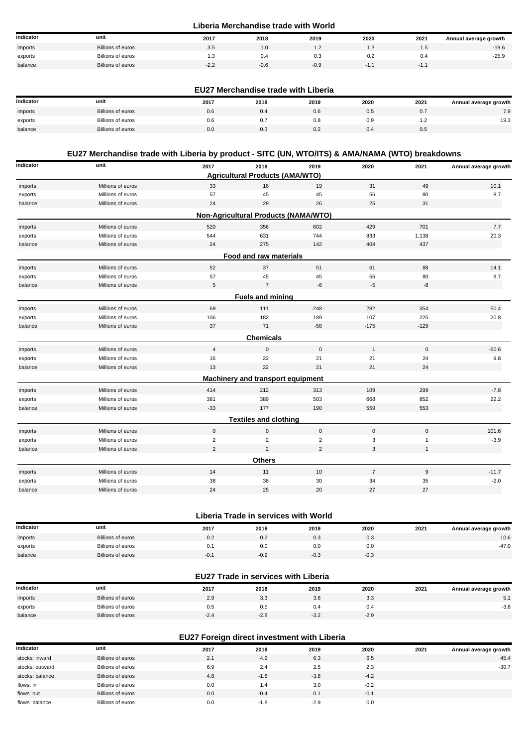## Liberia Merchandise trade with World

| indicator | unit | 2017 | 2018 | 2019 | 2020 | 2021 | Annual average growth |
|---|---|---|---|---|---|---|---|
| imports | Billions of euros | 3.5 | 1.0 | 1.2 | 1.3 | 1.5 | -19.6 |
| exports | Billions of euros | 1.3 | 0.4 | 0.3 | 0.2 | 0.4 | -25.9 |
| balance | Billions of euros | -2.2 | -0.6 | -0.9 | -1.1 | -1.1 | |

## EU27 Merchandise trade with Liberia

| indicator | unit | 2017 | 2018 | 2019 | 2020 | 2021 | Annual average growth |
|---|---|---|---|---|---|---|---|
| imports | Billions of euros | 0.6 | 0.4 | 0.6 | 0.5 | 0.7 | 7.9 |
| exports | Billions of euros | 0.6 | 0.7 | 0.8 | 0.9 | 1.2 | 19.3 |
| balance | Billions of euros | 0.0 | 0.3 | 0.2 | 0.4 | 0.5 | |

## EU27 Merchandise trade with Liberia by product - SITC (UN, WTO/ITS) & AMA/NAMA (WTO) breakdowns

| indicator | unit | 2017 | 2018 | 2019 | 2020 | 2021 | Annual average growth |
|---|---|---|---|---|---|---|---|
| | | | **Agricultural Products (AMA/WTO)** | | | | |
| imports | Millions of euros | 33 | 16 | 19 | 31 | 49 | 10.1 |
| exports | Millions of euros | 57 | 45 | 45 | 56 | 80 | 8.7 |
| balance | Millions of euros | 24 | 29 | 26 | 25 | 31 | |
| | | | **Non-Agricultural Products (NAMA/WTO)** | | | | |
| imports | Millions of euros | 520 | 356 | 602 | 429 | 701 | 7.7 |
| exports | Millions of euros | 544 | 631 | 744 | 833 | 1,138 | 20.3 |
| balance | Millions of euros | 24 | 275 | 142 | 404 | 437 | |
| | | | **Food and raw materials** | | | | |
| imports | Millions of euros | 52 | 37 | 51 | 61 | 88 | 14.1 |
| exports | Millions of euros | 57 | 45 | 45 | 56 | 80 | 8.7 |
| balance | Millions of euros | 5 | 7 | -6 | -5 | -8 | |
| | | | **Fuels and mining** | | | | |
| imports | Millions of euros | 69 | 111 | 248 | 282 | 354 | 50.4 |
| exports | Millions of euros | 106 | 182 | 189 | 107 | 225 | 20.8 |
| balance | Millions of euros | 37 | 71 | -58 | -175 | -129 | |
| | | | **Chemicals** | | | | |
| imports | Millions of euros | 4 | 0 | 0 | 1 | 0 | -60.6 |
| exports | Millions of euros | 16 | 22 | 21 | 21 | 24 | 9.8 |
| balance | Millions of euros | 13 | 22 | 21 | 21 | 24 | |
| | | | **Machinery and transport equipment** | | | | |
| imports | Millions of euros | 414 | 212 | 313 | 109 | 299 | -7.8 |
| exports | Millions of euros | 381 | 389 | 503 | 668 | 852 | 22.2 |
| balance | Millions of euros | -33 | 177 | 190 | 559 | 553 | |
| | | | **Textiles and clothing** | | | | |
| imports | Millions of euros | 0 | 0 | 0 | 0 | 0 | 101.6 |
| exports | Millions of euros | 2 | 2 | 2 | 3 | 1 | -3.9 |
| balance | Millions of euros | 2 | 2 | 2 | 3 | 1 | |
| | | | **Others** | | | | |
| imports | Millions of euros | 14 | 11 | 10 | 7 | 9 | -11.7 |
| exports | Millions of euros | 38 | 36 | 30 | 34 | 35 | -2.0 |
| balance | Millions of euros | 24 | 25 | 20 | 27 | 27 | |

## Liberia Trade in services with World

| indicator | unit | 2017 | 2018 | 2019 | 2020 | 2021 | Annual average growth |
|---|---|---|---|---|---|---|---|
| imports | Billions of euros | 0.2 | 0.2 | 0.3 | 0.3 | | 10.6 |
| exports | Billions of euros | 0.1 | 0.0 | 0.0 | 0.0 | | -47.0 |
| balance | Billions of euros | -0.1 | -0.2 | -0.3 | -0.3 | | |

## EU27 Trade in services with Liberia

| indicator | unit | 2017 | 2018 | 2019 | 2020 | 2021 | Annual average growth |
|---|---|---|---|---|---|---|---|
| imports | Billions of euros | 2.9 | 3.3 | 3.6 | 3.3 | | 5.1 |
| exports | Billions of euros | 0.5 | 0.5 | 0.4 | 0.4 | | -3.8 |
| balance | Billions of euros | -2.4 | -2.8 | -3.2 | -2.9 | | |

## EU27 Foreign direct investment with Liberia

| indicator | unit | 2017 | 2018 | 2019 | 2020 | 2021 | Annual average growth |
|---|---|---|---|---|---|---|---|
| stocks: inward | Billions of euros | 2.1 | 4.2 | 6.3 | 6.5 | | 45.4 |
| stocks: outward | Billions of euros | 6.9 | 2.4 | 2.5 | 2.3 | | -30.7 |
| stocks: balance | Billions of euros | 4.8 | -1.8 | -3.8 | -4.2 | | |
| flows: in | Billions of euros | 0.0 | 1.4 | 3.0 | -0.2 | | |
| flows: out | Billions of euros | 0.0 | -0.4 | 0.1 | -0.1 | | |
| flows: balance | Billions of euros | 0.0 | -1.8 | -2.9 | 0.0 | | |